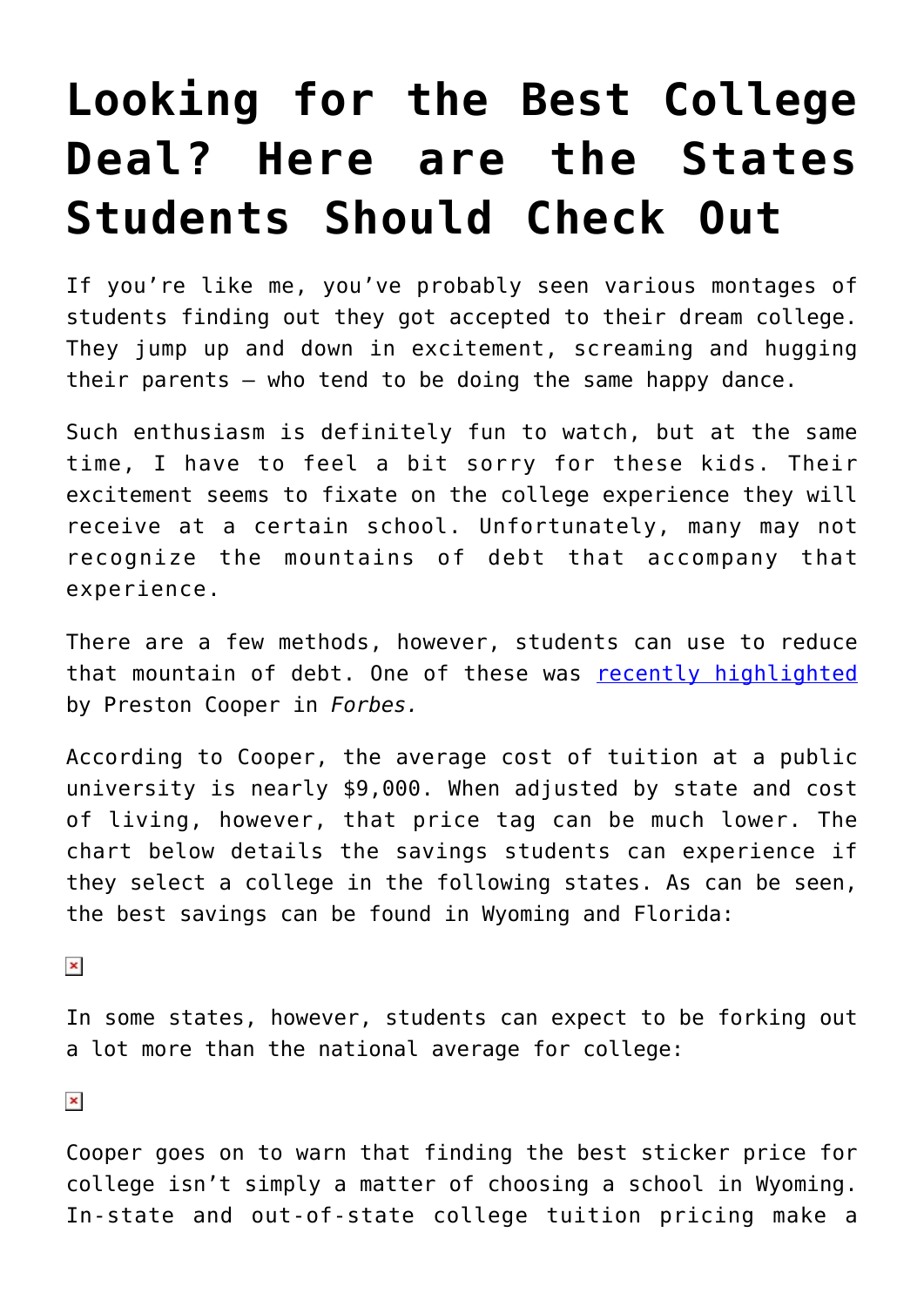# Looking for the Best College Deal? Here are the States Students Should Check Out

If you're like me, you've probably seen various montages of students finding out they got accepted to their dream college. They jump up and down in excitement, screaming and hugging their parents – who tend to be doing the same happy dance.

Such enthusiasm is definitely fun to watch, but at the same time, I have to feel a bit sorry for these kids. Their excitement seems to fixate on the college experience they will receive at a certain school. Unfortunately, many may not recognize the mountains of debt that accompany that experience.

There are a few methods, however, students can use to reduce that mountain of debt. One of these was recently highlighted by Preston Cooper in *Forbes.*

According to Cooper, the average cost of tuition at a public university is nearly $9,000. When adjusted by state and cost of living, however, that price tag can be much lower. The chart below details the savings students can experience if they select a college in the following states. As can be seen, the best savings can be found in Wyoming and Florida:

In some states, however, students can expect to be forking out a lot more than the national average for college:

Cooper goes on to warn that finding the best sticker price for college isn't simply a matter of choosing a school in Wyoming. In-state and out-of-state college tuition pricing make a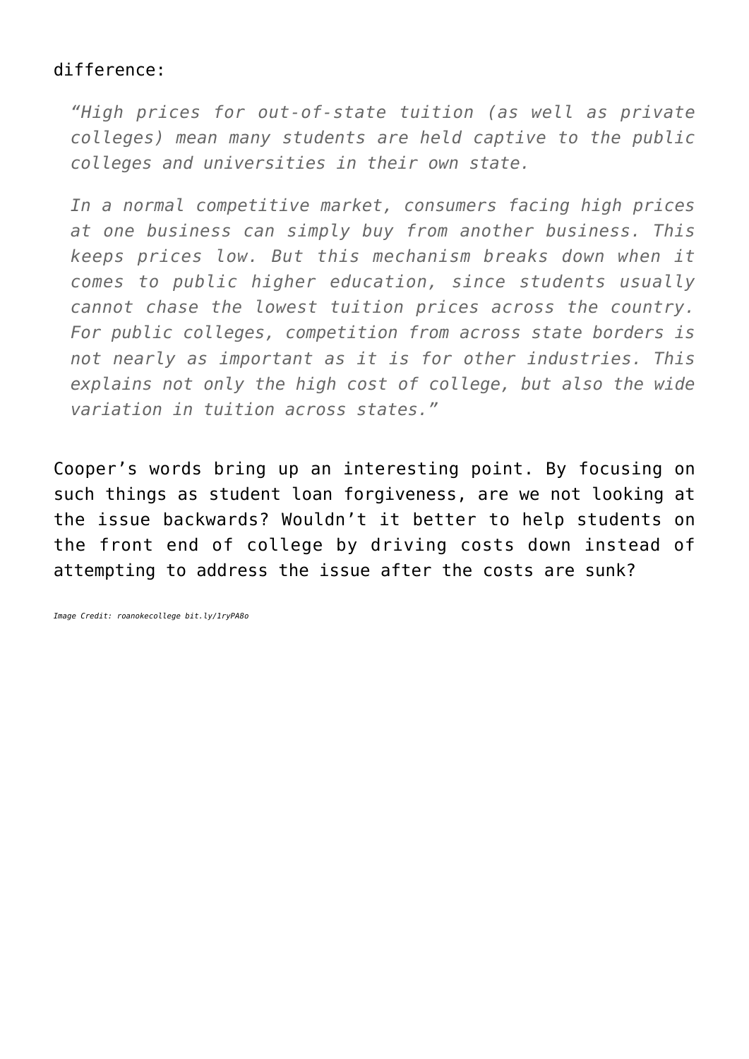difference:

> *"High prices for out-of-state tuition (as well as private colleges) mean many students are held captive to the public colleges and universities in their own state.*
>
> *In a normal competitive market, consumers facing high prices at one business can simply buy from another business. This keeps prices low. But this mechanism breaks down when it comes to public higher education, since students usually cannot chase the lowest tuition prices across the country. For public colleges, competition from across state borders is not nearly as important as it is for other industries. This explains not only the high cost of college, but also the wide variation in tuition across states."*

Cooper's words bring up an interesting point. By focusing on such things as student loan forgiveness, are we not looking at the issue backwards? Wouldn't it better to help students on the front end of college by driving costs down instead of attempting to address the issue after the costs are sunk?

*Image Credit: roanokecollege bit.ly/1ryPA8o*